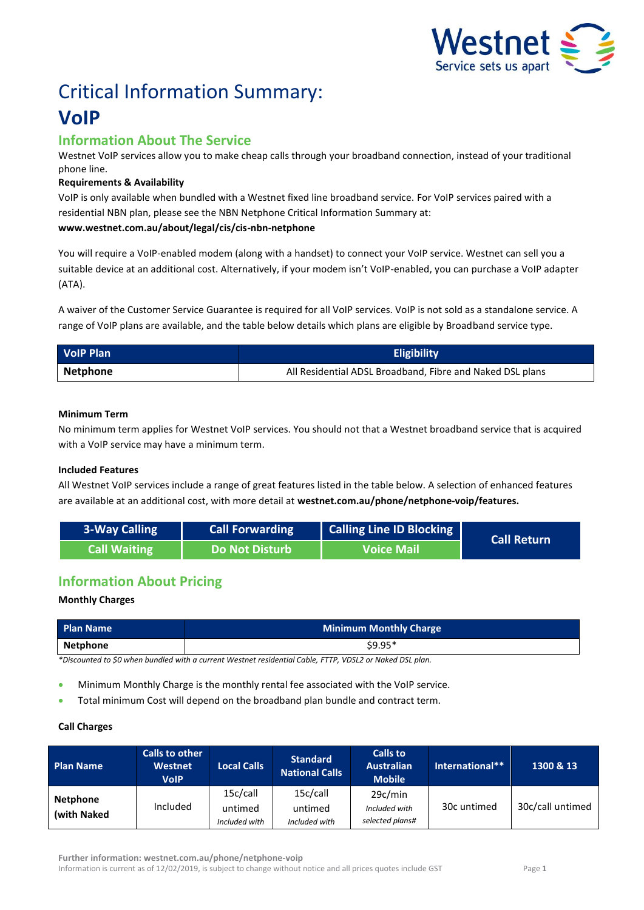# Critical Information Summary:

# VoIP

## Information About The Service

Westnet VoIP services allow you to make cheap calls through your broadband connection, instead of your traditional phone line.

**Requirements & Availability**

VoIP is only available when bundled with a Westnet fixed line broadband service. For VoIP services paired with a residential NBN plan, please see the NBN Netphone Critical Information Summary at:

**www.westnet.com.au/about/legal/cis/cis-nbn-netphone**

You will require a VoIP-enabled modem (along with a handset) to connect your VoIP service. Westnet can sell you a suitable device at an additional cost. Alternatively, if your modem isn't VoIP-enabled, you can purchase a VoIP adapter (ATA).

A waiver of the Customer Service Guarantee is required for all VoIP services. VoIP is not sold as a standalone service. A range of VoIP plans are available, and the table below details which plans are eligible by Broadband service type.

| VoIP Plan | Eligibility |
|---|---|
| **Netphone** | All Residential ADSL Broadband, Fibre and Naked DSL plans |

**Minimum Term**

No minimum term applies for Westnet VoIP services. You should not that a Westnet broadband service that is acquired with a VoIP service may have a minimum term.

**Included Features**

All Westnet VoIP services include a range of great features listed in the table below. A selection of enhanced features are available at an additional cost, with more detail at **westnet.com.au/phone/netphone-voip/features.**

| 3-Way Calling | Call Forwarding | Calling Line ID Blocking | Call Return |
|---|---|---|---|
| Call Waiting | Do Not Disturb | Voice Mail | |

## Information About Pricing

**Monthly Charges**

| Plan Name | Minimum Monthly Charge |
|---|---|
| **Netphone** | $9.95* |

*\*Discounted to $0 when bundled with a current Westnet residential Cable, FTTP, VDSL2 or Naked DSL plan.*

- Minimum Monthly Charge is the monthly rental fee associated with the VoIP service.
- Total minimum Cost will depend on the broadband plan bundle and contract term.

**Call Charges**

| Plan Name | Calls to other Westnet VoIP | Local Calls | Standard National Calls | Calls to Australian Mobile | International** | 1300 & 13 |
|---|---|---|---|---|---|---|
| **Netphone (with Naked** | Included | 15c/call untimed *Included with* | 15c/call untimed *Included with* | 29c/min *Included with selected plans#* | 30c untimed | 30c/call untimed |

Further information: westnet.com.au/phone/netphone-voip

Information is current as of 12/02/2019, is subject to change without notice and all prices quotes include GST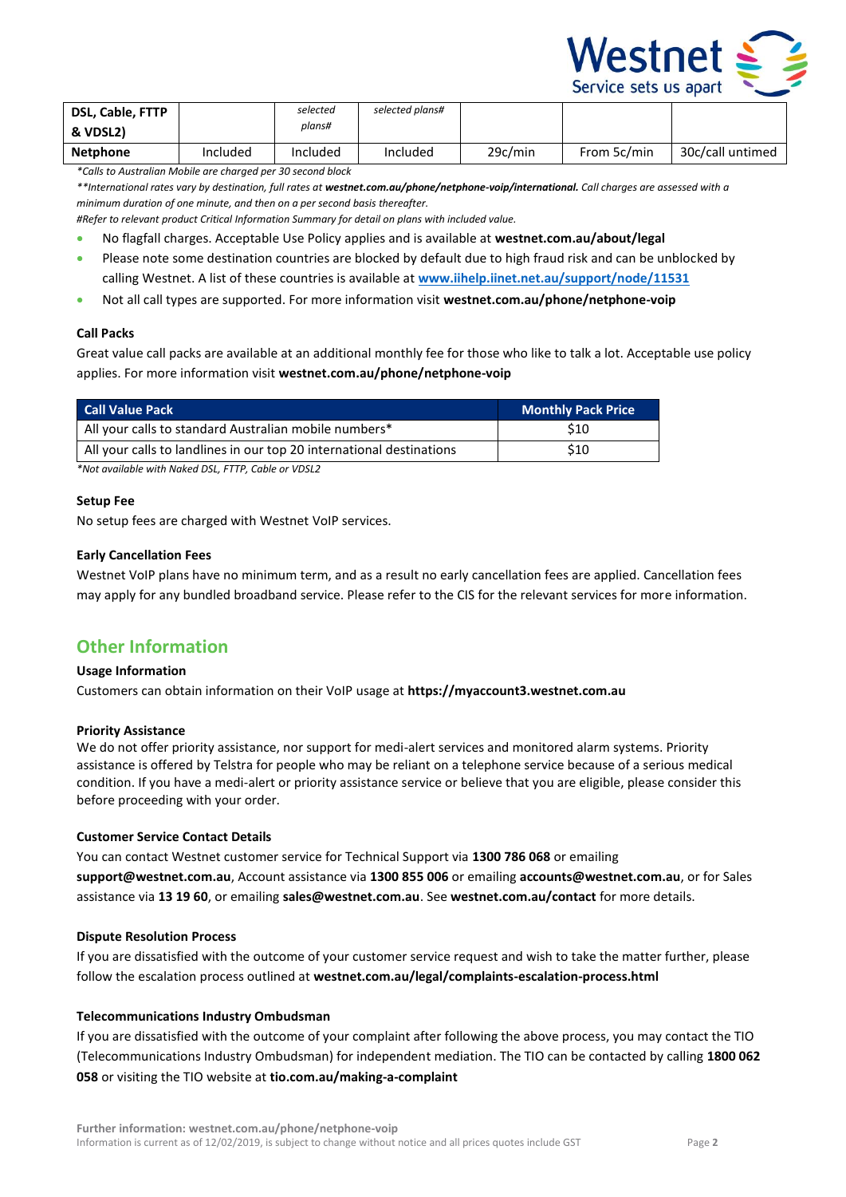| | | | | | | |
|---|---|---|---|---|---|---|
| **DSL, Cable, FTTP & VDSL2)** | | *selected plans#* | *selected plans#* | | | |
| **Netphone** | Included | Included | Included | 29c/min | From 5c/min | 30c/call untimed |

*\*Calls to Australian Mobile are charged per 30 second block*

*\*\*International rates vary by destination, full rates at **westnet.com.au/phone/netphone-voip/international.** Call charges are assessed with a minimum duration of one minute, and then on a per second basis thereafter.*

*#Refer to relevant product Critical Information Summary for detail on plans with included value.*

- No flagfall charges. Acceptable Use Policy applies and is available at **westnet.com.au/about/legal**
- Please note some destination countries are blocked by default due to high fraud risk and can be unblocked by calling Westnet. A list of these countries is available at **www.iihelp.iinet.net.au/support/node/11531**
- Not all call types are supported. For more information visit **westnet.com.au/phone/netphone-voip**

### Call Packs

Great value call packs are available at an additional monthly fee for those who like to talk a lot. Acceptable use policy applies. For more information visit **westnet.com.au/phone/netphone-voip**

| Call Value Pack | Monthly Pack Price |
|---|---|
| All your calls to standard Australian mobile numbers* | $10 |
| All your calls to landlines in our top 20 international destinations | $10 |

*\*Not available with Naked DSL, FTTP, Cable or VDSL2*

### Setup Fee

No setup fees are charged with Westnet VoIP services.

### Early Cancellation Fees

Westnet VoIP plans have no minimum term, and as a result no early cancellation fees are applied. Cancellation fees may apply for any bundled broadband service. Please refer to the CIS for the relevant services for more information.

## Other Information

### Usage Information

Customers can obtain information on their VoIP usage at **https://myaccount3.westnet.com.au**

### Priority Assistance

We do not offer priority assistance, nor support for medi-alert services and monitored alarm systems. Priority assistance is offered by Telstra for people who may be reliant on a telephone service because of a serious medical condition. If you have a medi-alert or priority assistance service or believe that you are eligible, please consider this before proceeding with your order.

### Customer Service Contact Details

You can contact Westnet customer service for Technical Support via **1300 786 068** or emailing **support@westnet.com.au**, Account assistance via **1300 855 006** or emailing **accounts@westnet.com.au**, or for Sales assistance via **13 19 60**, or emailing **sales@westnet.com.au**. See **westnet.com.au/contact** for more details.

### Dispute Resolution Process

If you are dissatisfied with the outcome of your customer service request and wish to take the matter further, please follow the escalation process outlined at **westnet.com.au/legal/complaints-escalation-process.html**

### Telecommunications Industry Ombudsman

If you are dissatisfied with the outcome of your complaint after following the above process, you may contact the TIO (Telecommunications Industry Ombudsman) for independent mediation. The TIO can be contacted by calling **1800 062 058** or visiting the TIO website at **tio.com.au/making-a-complaint**

**Further information: westnet.com.au/phone/netphone-voip**
Information is current as of 12/02/2019, is subject to change without notice and all prices quotes include GST